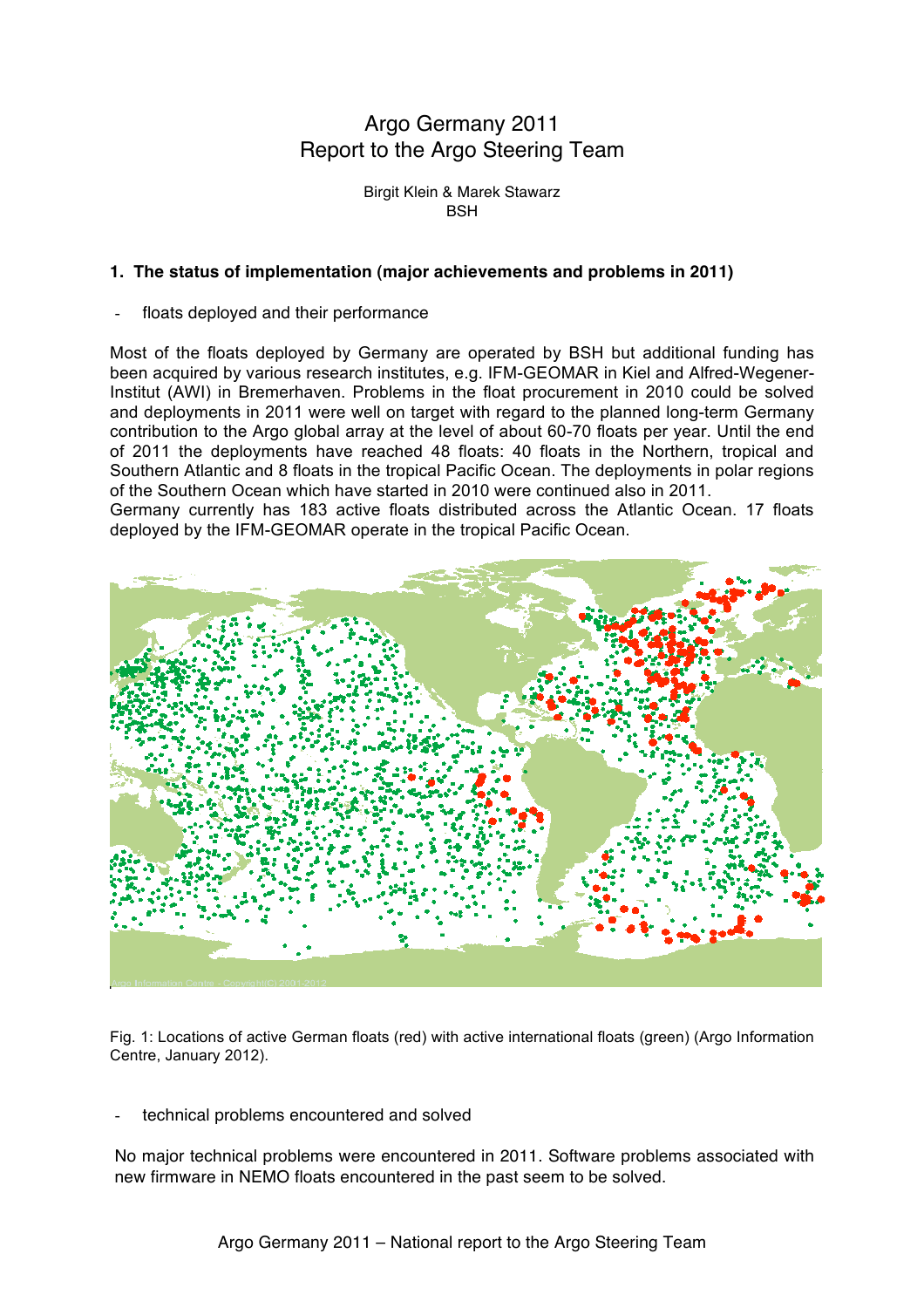# Argo Germany 2011
# Report to the Argo Steering Team

Birgit Klein & Marek Stawarz
BSH

## 1. The status of implementation (major achievements and problems in 2011)

- floats deployed and their performance

Most of the floats deployed by Germany are operated by BSH but additional funding has been acquired by various research institutes, e.g. IFM-GEOMAR in Kiel and Alfred-Wegener-Institut (AWI) in Bremerhaven. Problems in the float procurement in 2010 could be solved and deployments in 2011 were well on target with regard to the planned long-term Germany contribution to the Argo global array at the level of about 60-70 floats per year. Until the end of 2011 the deployments have reached 48 floats: 40 floats in the Northern, tropical and Southern Atlantic and 8 floats in the tropical Pacific Ocean. The deployments in polar regions of the Southern Ocean which have started in 2010 were continued also in 2011.
Germany currently has 183 active floats distributed across the Atlantic Ocean. 17 floats deployed by the IFM-GEOMAR operate in the tropical Pacific Ocean.

Fig. 1: Locations of active German floats (red) with active international floats (green) (Argo Information Centre, January 2012).

- technical problems encountered and solved

No major technical problems were encountered in 2011. Software problems associated with new firmware in NEMO floats encountered in the past seem to be solved.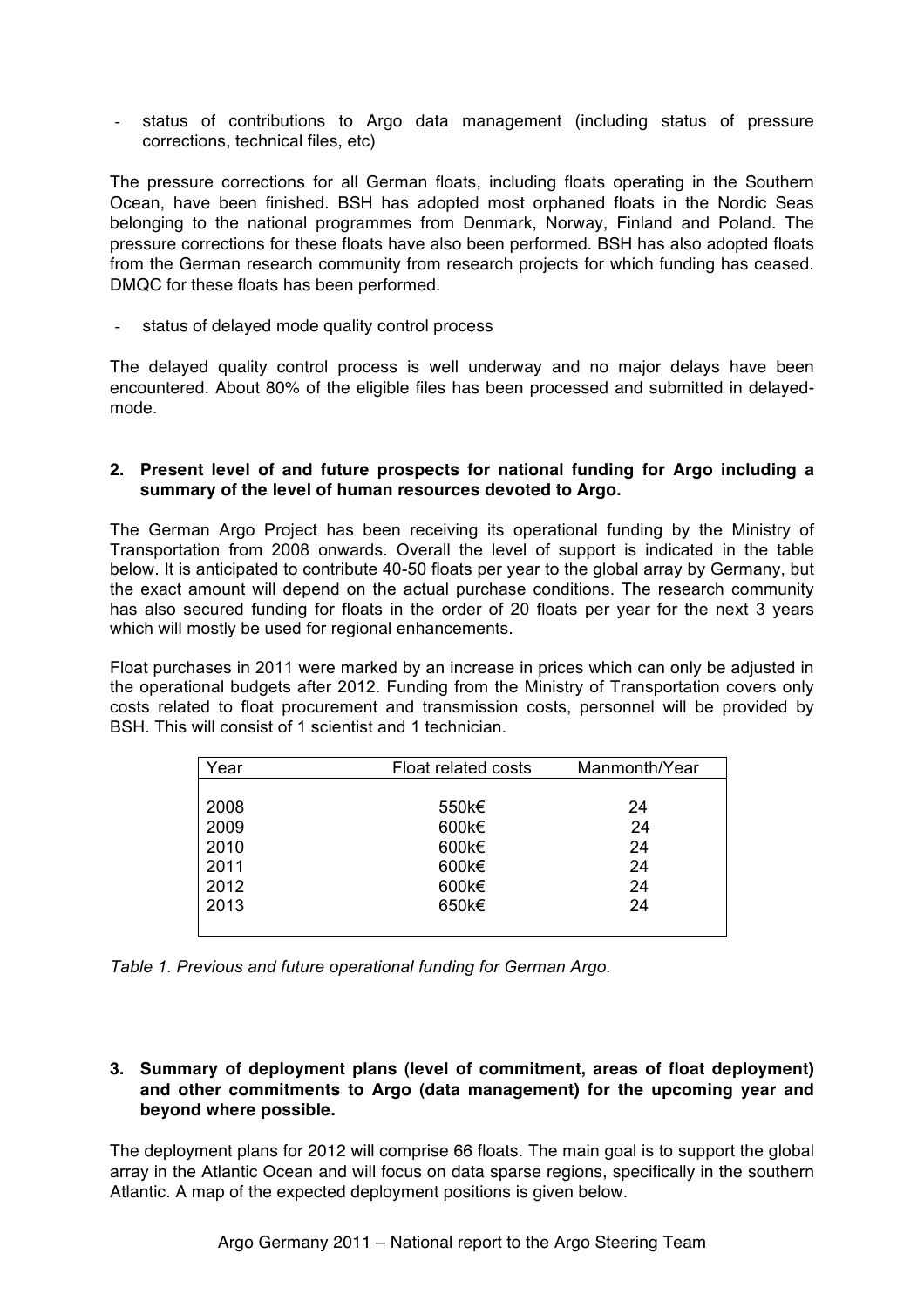- status of contributions to Argo data management (including status of pressure corrections, technical files, etc)

The pressure corrections for all German floats, including floats operating in the Southern Ocean, have been finished. BSH has adopted most orphaned floats in the Nordic Seas belonging to the national programmes from Denmark, Norway, Finland and Poland. The pressure corrections for these floats have also been performed. BSH has also adopted floats from the German research community from research projects for which funding has ceased. DMQC for these floats has been performed.

- status of delayed mode quality control process

The delayed quality control process is well underway and no major delays have been encountered. About 80% of the eligible files has been processed and submitted in delayed-mode.

## 2. Present level of and future prospects for national funding for Argo including a summary of the level of human resources devoted to Argo.

The German Argo Project has been receiving its operational funding by the Ministry of Transportation from 2008 onwards. Overall the level of support is indicated in the table below. It is anticipated to contribute 40-50 floats per year to the global array by Germany, but the exact amount will depend on the actual purchase conditions. The research community has also secured funding for floats in the order of 20 floats per year for the next 3 years which will mostly be used for regional enhancements.

Float purchases in 2011 were marked by an increase in prices which can only be adjusted in the operational budgets after 2012. Funding from the Ministry of Transportation covers only costs related to float procurement and transmission costs, personnel will be provided by BSH. This will consist of 1 scientist and 1 technician.

| Year | Float related costs | Manmonth/Year |
|---|---|---|
| 2008 | 550k€ | 24 |
| 2009 | 600k€ | 24 |
| 2010 | 600k€ | 24 |
| 2011 | 600k€ | 24 |
| 2012 | 600k€ | 24 |
| 2013 | 650k€ | 24 |

*Table 1. Previous and future operational funding for German Argo.*

## 3. Summary of deployment plans (level of commitment, areas of float deployment) and other commitments to Argo (data management) for the upcoming year and beyond where possible.

The deployment plans for 2012 will comprise 66 floats. The main goal is to support the global array in the Atlantic Ocean and will focus on data sparse regions, specifically in the southern Atlantic. A map of the expected deployment positions is given below.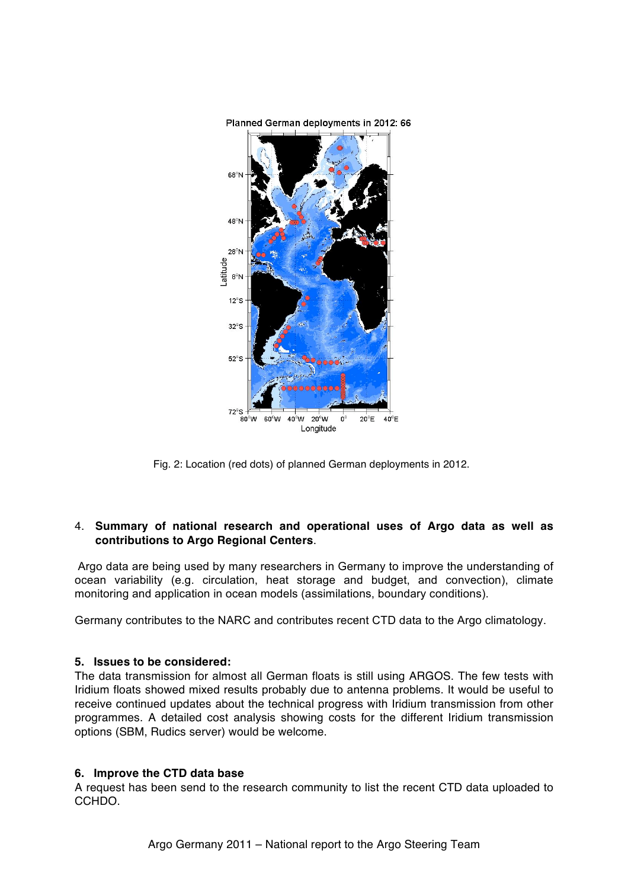Fig. 2: Location (red dots) of planned German deployments in 2012.

4. **Summary of national research and operational uses of Argo data as well as contributions to Argo Regional Centers**.

Argo data are being used by many researchers in Germany to improve the understanding of ocean variability (e.g. circulation, heat storage and budget, and convection), climate monitoring and application in ocean models (assimilations, boundary conditions).

Germany contributes to the NARC and contributes recent CTD data to the Argo climatology.

**5. Issues to be considered:**

The data transmission for almost all German floats is still using ARGOS. The few tests with Iridium floats showed mixed results probably due to antenna problems. It would be useful to receive continued updates about the technical progress with Iridium transmission from other programmes. A detailed cost analysis showing costs for the different Iridium transmission options (SBM, Rudics server) would be welcome.

**6. Improve the CTD data base**

A request has been send to the research community to list the recent CTD data uploaded to CCHDO.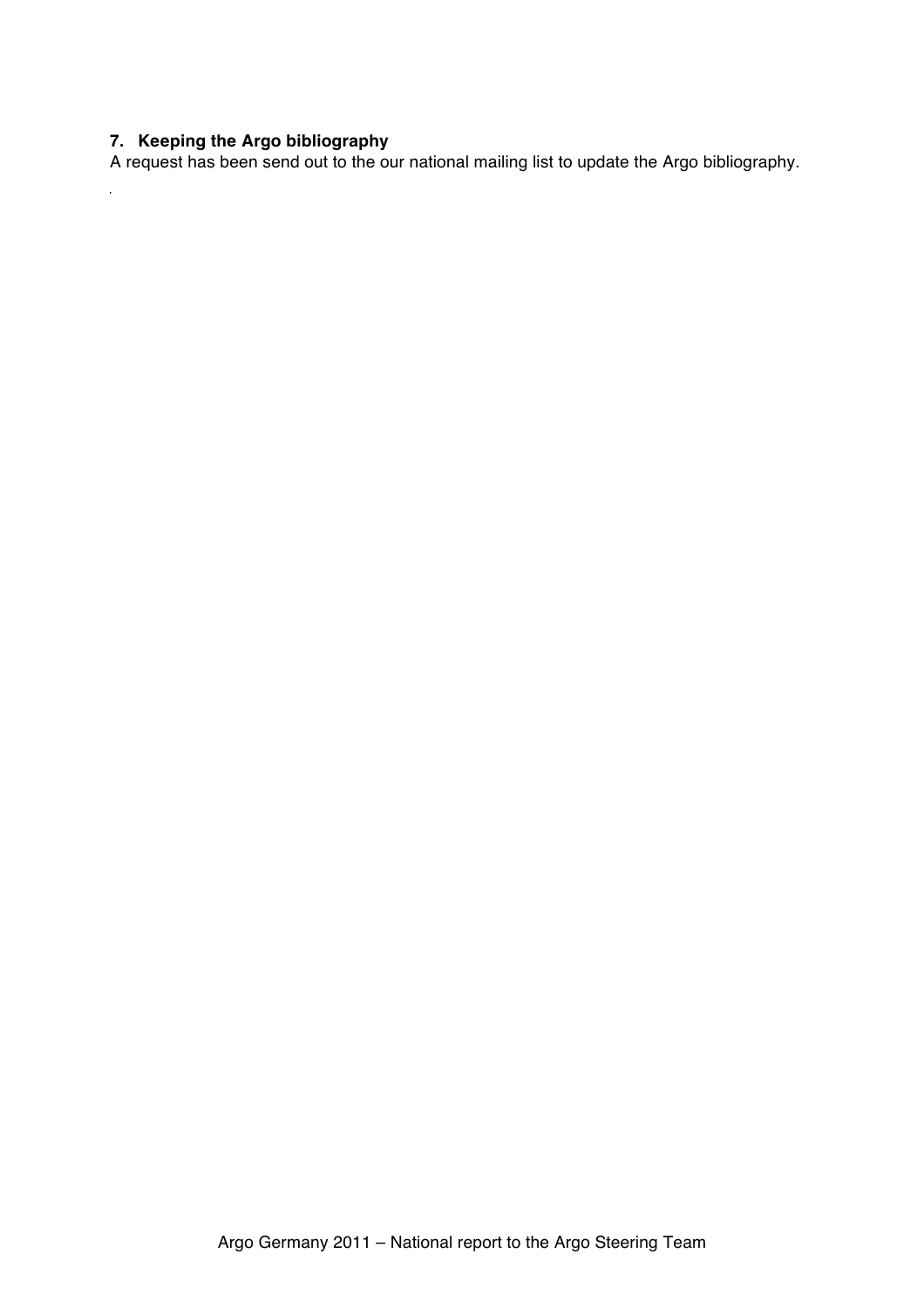## 7. Keeping the Argo bibliography

A request has been send out to the our national mailing list to update the Argo bibliography.

.